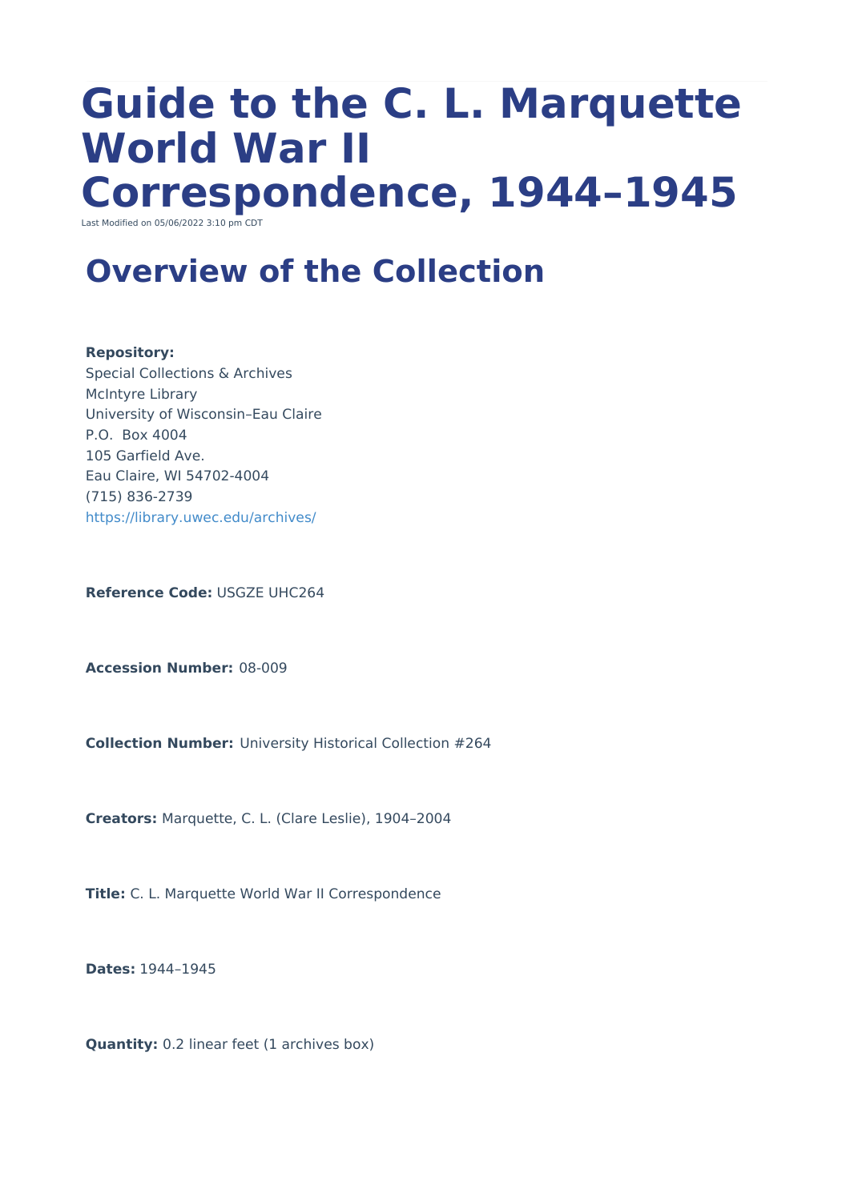# Guide to the C. L. Marquette World War II Correspondence, 1944–1945

Last Modified on 05/06/2022 3:10 pm CDT

## Overview of the Collection

**Repository:**
Special Collections & Archives
McIntyre Library
University of Wisconsin–Eau Claire
P.O. Box 4004
105 Garfield Ave.
Eau Claire, WI 54702-4004
(715) 836-2739
https://library.uwec.edu/archives/

**Reference Code:** USGZE UHC264

**Accession Number:** 08-009

**Collection Number:** University Historical Collection #264

**Creators:** Marquette, C. L. (Clare Leslie), 1904–2004

**Title:** C. L. Marquette World War II Correspondence

**Dates:** 1944–1945

**Quantity:** 0.2 linear feet (1 archives box)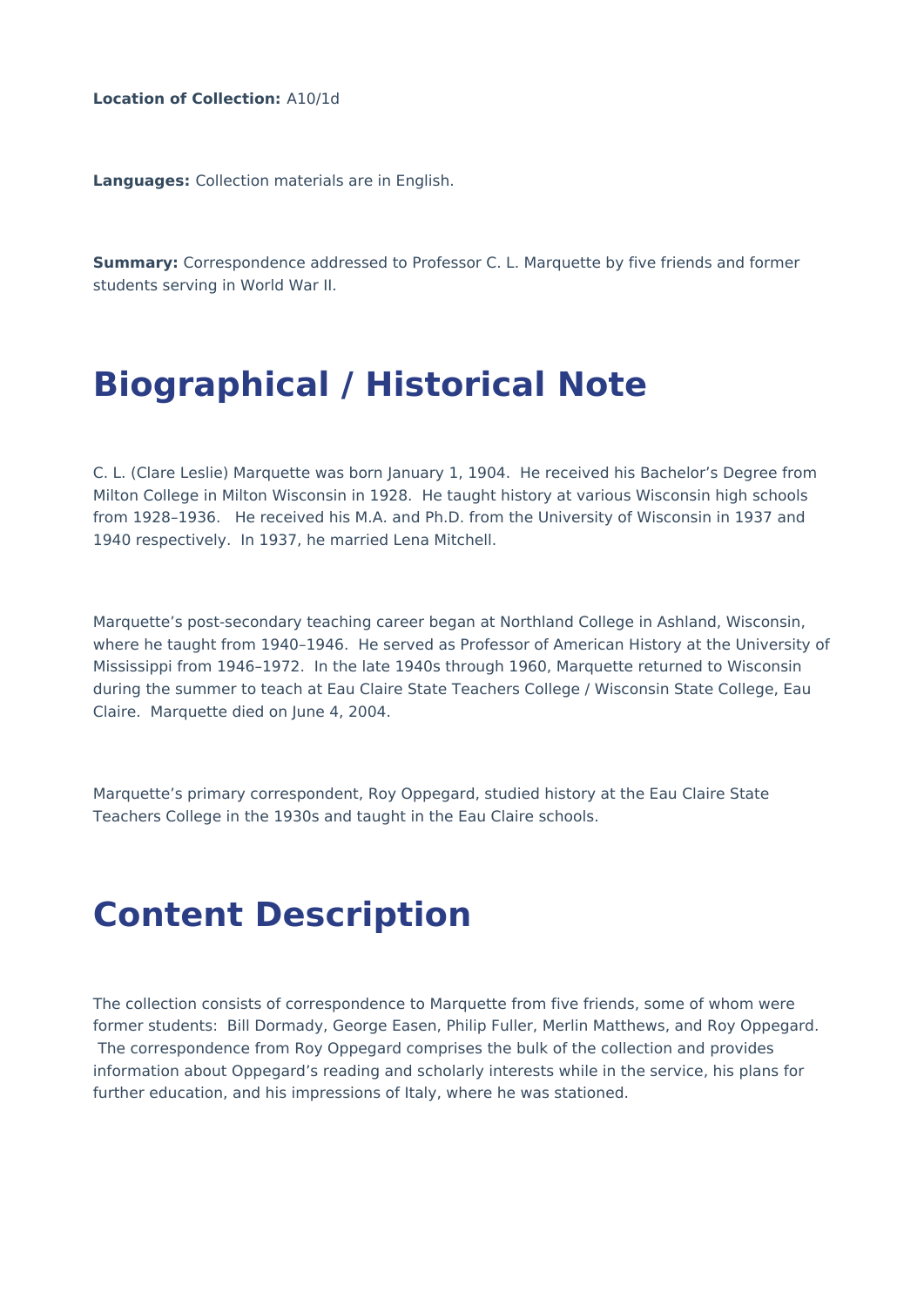**Location of Collection:** A10/1d

**Languages:** Collection materials are in English.

**Summary:** Correspondence addressed to Professor C. L. Marquette by five friends and former students serving in World War II.

# Biographical / Historical Note

C. L. (Clare Leslie) Marquette was born January 1, 1904. He received his Bachelor's Degree from Milton College in Milton Wisconsin in 1928. He taught history at various Wisconsin high schools from 1928–1936. He received his M.A. and Ph.D. from the University of Wisconsin in 1937 and 1940 respectively. In 1937, he married Lena Mitchell.

Marquette's post-secondary teaching career began at Northland College in Ashland, Wisconsin, where he taught from 1940–1946. He served as Professor of American History at the University of Mississippi from 1946–1972. In the late 1940s through 1960, Marquette returned to Wisconsin during the summer to teach at Eau Claire State Teachers College / Wisconsin State College, Eau Claire. Marquette died on June 4, 2004.

Marquette's primary correspondent, Roy Oppegard, studied history at the Eau Claire State Teachers College in the 1930s and taught in the Eau Claire schools.

# Content Description

The collection consists of correspondence to Marquette from five friends, some of whom were former students: Bill Dormady, George Easen, Philip Fuller, Merlin Matthews, and Roy Oppegard. The correspondence from Roy Oppegard comprises the bulk of the collection and provides information about Oppegard's reading and scholarly interests while in the service, his plans for further education, and his impressions of Italy, where he was stationed.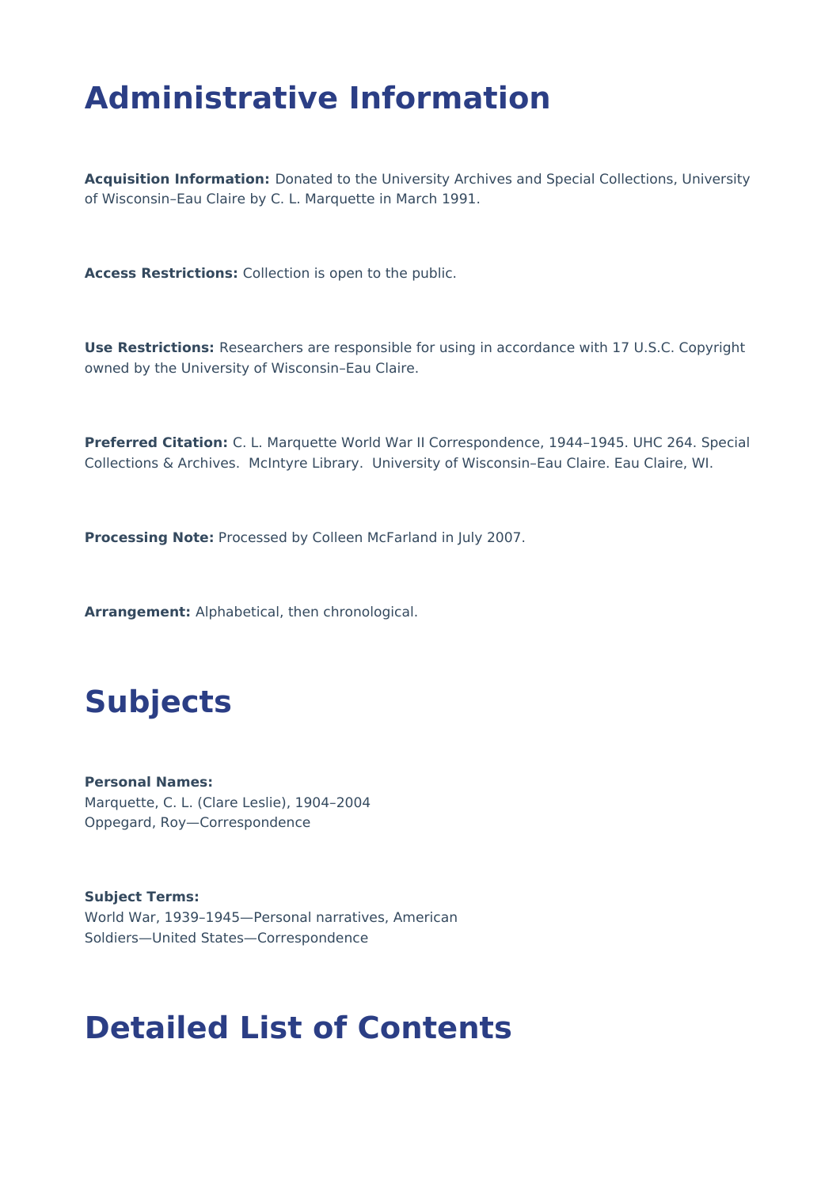# Administrative Information

**Acquisition Information:** Donated to the University Archives and Special Collections, University of Wisconsin–Eau Claire by C. L. Marquette in March 1991.

**Access Restrictions:** Collection is open to the public.

**Use Restrictions:** Researchers are responsible for using in accordance with 17 U.S.C. Copyright owned by the University of Wisconsin–Eau Claire.

**Preferred Citation:** C. L. Marquette World War II Correspondence, 1944–1945. UHC 264. Special Collections & Archives. McIntyre Library. University of Wisconsin–Eau Claire. Eau Claire, WI.

**Processing Note:** Processed by Colleen McFarland in July 2007.

**Arrangement:** Alphabetical, then chronological.

# Subjects

**Personal Names:**
Marquette, C. L. (Clare Leslie), 1904–2004
Oppegard, Roy—Correspondence

**Subject Terms:**
World War, 1939–1945—Personal narratives, American
Soldiers—United States—Correspondence

# Detailed List of Contents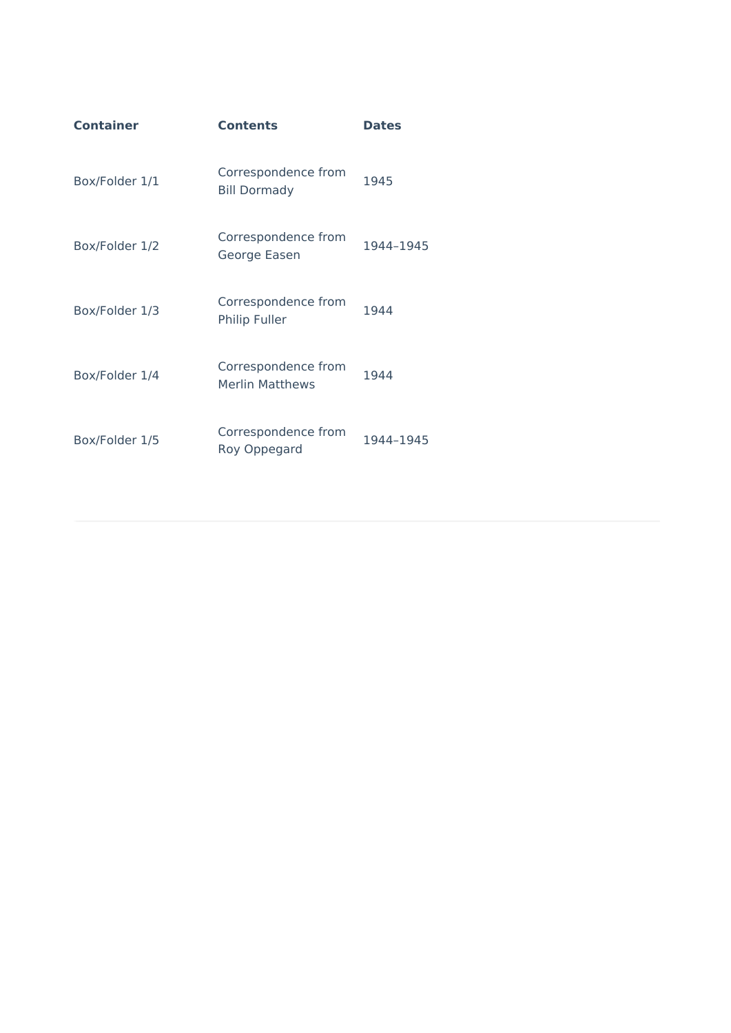| Container | Contents | Dates |
| --- | --- | --- |
| Box/Folder 1/1 | Correspondence from Bill Dormady | 1945 |
| Box/Folder 1/2 | Correspondence from George Easen | 1944–1945 |
| Box/Folder 1/3 | Correspondence from Philip Fuller | 1944 |
| Box/Folder 1/4 | Correspondence from Merlin Matthews | 1944 |
| Box/Folder 1/5 | Correspondence from Roy Oppegard | 1944–1945 |